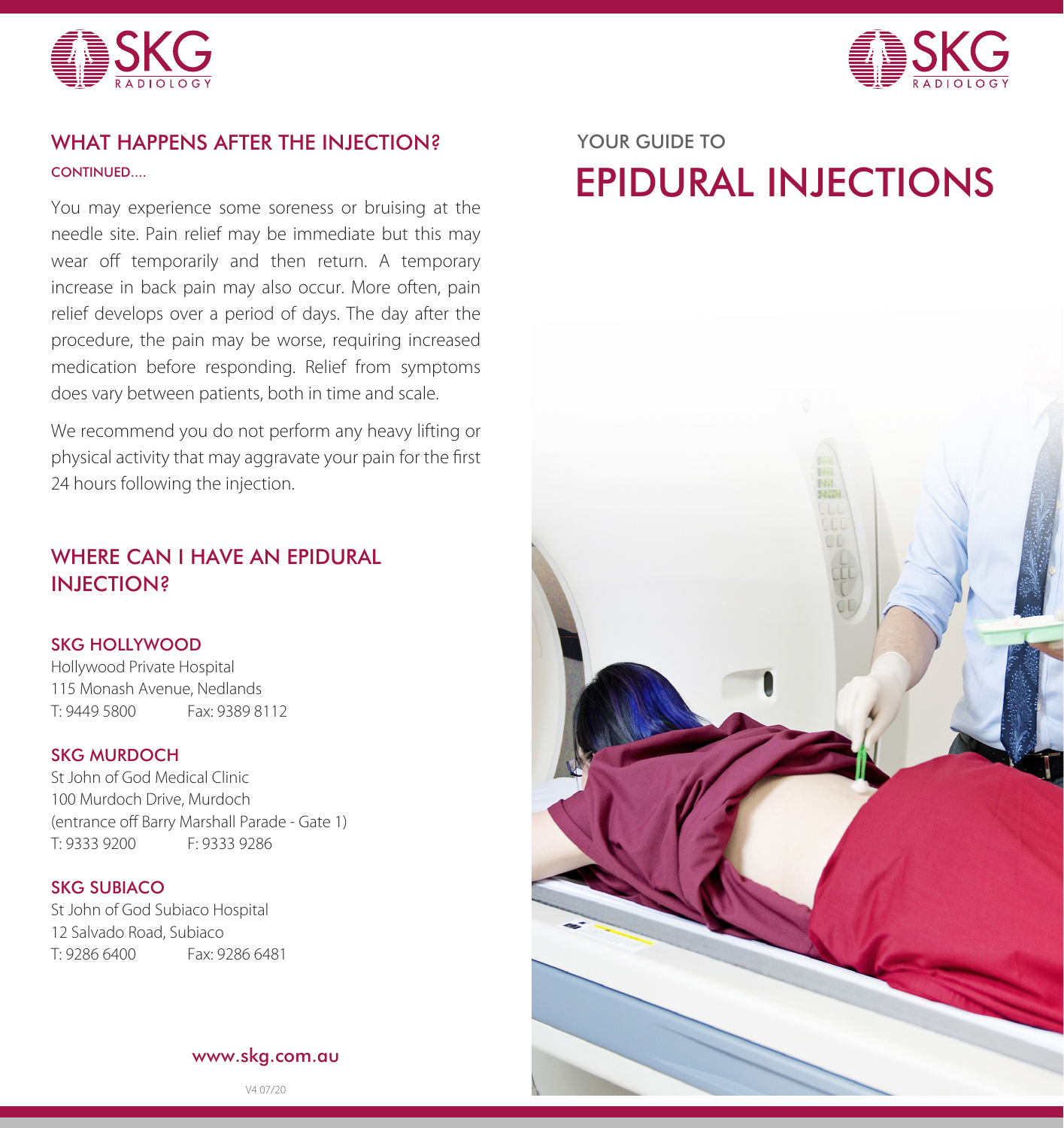# WHAT HAPPENS AFTER THE INJECTION?

CONTINUED....

You may experience some soreness or bruising at the needle site. Pain relief may be immediate but this may wear off temporarily and then return. A temporary increase in back pain may also occur. More often, pain relief develops over a period of days. The day after the procedure, the pain may be worse, requiring increased medication before responding. Relief from symptoms does vary between patients, both in time and scale.

We recommend you do not perform any heavy lifting or physical activity that may aggravate your pain for the first 24 hours following the injection.

# WHERE CAN I HAVE AN EPIDURAL INJECTION?

### SKG HOLLYWOOD

Hollywood Private Hospital
115 Monash Avenue, Nedlands
T: 9449 5800 Fax: 9389 8112

### SKG MURDOCH

St John of God Medical Clinic
100 Murdoch Drive, Murdoch
(entrance off Barry Marshall Parade - Gate 1)
T: 9333 9200 F: 9333 9286

### SKG SUBIACO

St John of God Subiaco Hospital
12 Salvado Road, Subiaco
T: 9286 6400 Fax: 9286 6481

www.skg.com.au

V4 07/20

YOUR GUIDE TO

# EPIDURAL INJECTIONS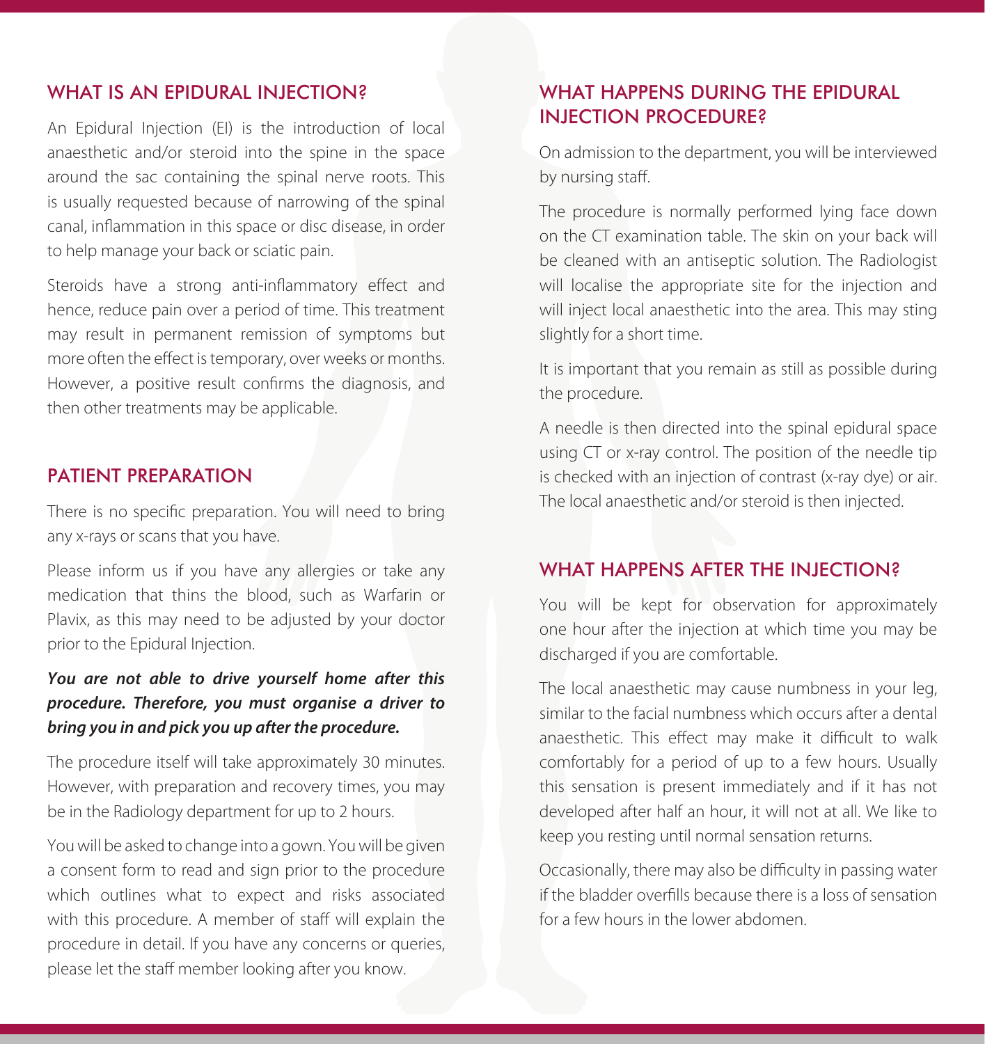## WHAT IS AN EPIDURAL INJECTION?

An Epidural Injection (EI) is the introduction of local anaesthetic and/or steroid into the spine in the space around the sac containing the spinal nerve roots. This is usually requested because of narrowing of the spinal canal, inflammation in this space or disc disease, in order to help manage your back or sciatic pain.

Steroids have a strong anti-inflammatory effect and hence, reduce pain over a period of time. This treatment may result in permanent remission of symptoms but more often the effect is temporary, over weeks or months. However, a positive result confirms the diagnosis, and then other treatments may be applicable.

## PATIENT PREPARATION

There is no specific preparation. You will need to bring any x-rays or scans that you have.

Please inform us if you have any allergies or take any medication that thins the blood, such as Warfarin or Plavix, as this may need to be adjusted by your doctor prior to the Epidural Injection.

***You are not able to drive yourself home after this procedure. Therefore, you must organise a driver to bring you in and pick you up after the procedure.***

The procedure itself will take approximately 30 minutes. However, with preparation and recovery times, you may be in the Radiology department for up to 2 hours.

You will be asked to change into a gown. You will be given a consent form to read and sign prior to the procedure which outlines what to expect and risks associated with this procedure. A member of staff will explain the procedure in detail. If you have any concerns or queries, please let the staff member looking after you know.

## WHAT HAPPENS DURING THE EPIDURAL INJECTION PROCEDURE?

On admission to the department, you will be interviewed by nursing staff.

The procedure is normally performed lying face down on the CT examination table. The skin on your back will be cleaned with an antiseptic solution. The Radiologist will localise the appropriate site for the injection and will inject local anaesthetic into the area. This may sting slightly for a short time.

It is important that you remain as still as possible during the procedure.

A needle is then directed into the spinal epidural space using CT or x-ray control. The position of the needle tip is checked with an injection of contrast (x-ray dye) or air. The local anaesthetic and/or steroid is then injected.

## WHAT HAPPENS AFTER THE INJECTION?

You will be kept for observation for approximately one hour after the injection at which time you may be discharged if you are comfortable.

The local anaesthetic may cause numbness in your leg, similar to the facial numbness which occurs after a dental anaesthetic. This effect may make it difficult to walk comfortably for a period of up to a few hours. Usually this sensation is present immediately and if it has not developed after half an hour, it will not at all. We like to keep you resting until normal sensation returns.

Occasionally, there may also be difficulty in passing water if the bladder overfills because there is a loss of sensation for a few hours in the lower abdomen.